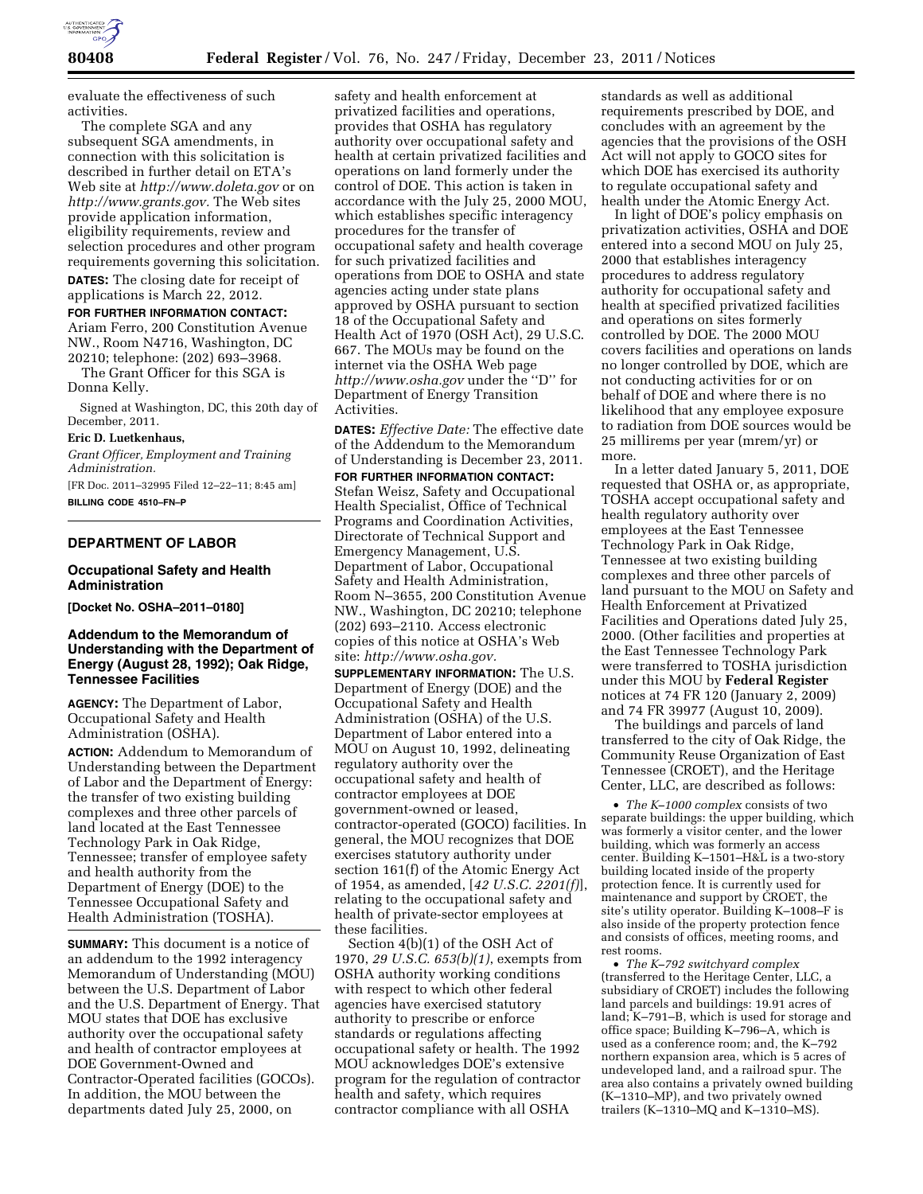evaluate the effectiveness of such activities.

The complete SGA and any subsequent SGA amendments, in connection with this solicitation is described in further detail on ETA's Web site at *http://www.doleta.gov* or on *http://www.grants.gov.* The Web sites provide application information, eligibility requirements, review and selection procedures and other program requirements governing this solicitation.

**DATES:** The closing date for receipt of applications is March 22, 2012.

**FOR FURTHER INFORMATION CONTACT:** Ariam Ferro, 200 Constitution Avenue NW., Room N4716, Washington, DC 20210; telephone: (202) 693–3968.

The Grant Officer for this SGA is Donna Kelly.

Signed at Washington, DC, this 20th day of December, 2011.

**Eric D. Luetkenhaus,**

*Grant Officer, Employment and Training Administration.*

[FR Doc. 2011–32995 Filed 12–22–11; 8:45 am]

**BILLING CODE 4510–FN–P**

---

## DEPARTMENT OF LABOR

### Occupational Safety and Health Administration

**[Docket No. OSHA–2011–0180]**

### Addendum to the Memorandum of Understanding with the Department of Energy (August 28, 1992); Oak Ridge, Tennessee Facilities

**AGENCY:** The Department of Labor, Occupational Safety and Health Administration (OSHA).

**ACTION:** Addendum to Memorandum of Understanding between the Department of Labor and the Department of Energy: the transfer of two existing building complexes and three other parcels of land located at the East Tennessee Technology Park in Oak Ridge, Tennessee; transfer of employee safety and health authority from the Department of Energy (DOE) to the Tennessee Occupational Safety and Health Administration (TOSHA).

**SUMMARY:** This document is a notice of an addendum to the 1992 interagency Memorandum of Understanding (MOU) between the U.S. Department of Labor and the U.S. Department of Energy. That MOU states that DOE has exclusive authority over the occupational safety and health of contractor employees at DOE Government-Owned and Contractor-Operated facilities (GOCOs). In addition, the MOU between the departments dated July 25, 2000, on safety and health enforcement at privatized facilities and operations, provides that OSHA has regulatory authority over occupational safety and health at certain privatized facilities and operations on land formerly under the control of DOE. This action is taken in accordance with the July 25, 2000 MOU, which establishes specific interagency procedures for the transfer of occupational safety and health coverage for such privatized facilities and operations from DOE to OSHA and state agencies acting under state plans approved by OSHA pursuant to section 18 of the Occupational Safety and Health Act of 1970 (OSH Act), 29 U.S.C. 667. The MOUs may be found on the internet via the OSHA Web page *http://www.osha.gov* under the ''D'' for Department of Energy Transition Activities.

**DATES:** *Effective Date:* The effective date of the Addendum to the Memorandum of Understanding is December 23, 2011.

**FOR FURTHER INFORMATION CONTACT:** Stefan Weisz, Safety and Occupational Health Specialist, Office of Technical Programs and Coordination Activities, Directorate of Technical Support and Emergency Management, U.S. Department of Labor, Occupational Safety and Health Administration, Room N–3655, 200 Constitution Avenue NW., Washington, DC 20210; telephone (202) 693–2110. Access electronic copies of this notice at OSHA's Web site: *http://www.osha.gov.*

**SUPPLEMENTARY INFORMATION:** The U.S. Department of Energy (DOE) and the Occupational Safety and Health Administration (OSHA) of the U.S. Department of Labor entered into a MOU on August 10, 1992, delineating regulatory authority over the occupational safety and health of contractor employees at DOE government-owned or leased, contractor-operated (GOCO) facilities. In general, the MOU recognizes that DOE exercises statutory authority under section 161(f) of the Atomic Energy Act of 1954, as amended, [*42 U.S.C. 2201(f)*], relating to the occupational safety and health of private-sector employees at these facilities.

Section 4(b)(1) of the OSH Act of 1970, *29 U.S.C. 653(b)(1)*, exempts from OSHA authority working conditions with respect to which other federal agencies have exercised statutory authority to prescribe or enforce standards or regulations affecting occupational safety or health. The 1992 MOU acknowledges DOE's extensive program for the regulation of contractor health and safety, which requires contractor compliance with all OSHA standards as well as additional requirements prescribed by DOE, and concludes with an agreement by the agencies that the provisions of the OSH Act will not apply to GOCO sites for which DOE has exercised its authority to regulate occupational safety and health under the Atomic Energy Act.

In light of DOE's policy emphasis on privatization activities, OSHA and DOE entered into a second MOU on July 25, 2000 that establishes interagency procedures to address regulatory authority for occupational safety and health at specified privatized facilities and operations on sites formerly controlled by DOE. The 2000 MOU covers facilities and operations on lands no longer controlled by DOE, which are not conducting activities for or on behalf of DOE and where there is no likelihood that any employee exposure to radiation from DOE sources would be 25 millirems per year (mrem/yr) or more.

In a letter dated January 5, 2011, DOE requested that OSHA or, as appropriate, TOSHA accept occupational safety and health regulatory authority over employees at the East Tennessee Technology Park in Oak Ridge, Tennessee at two existing building complexes and three other parcels of land pursuant to the MOU on Safety and Health Enforcement at Privatized Facilities and Operations dated July 25, 2000. (Other facilities and properties at the East Tennessee Technology Park were transferred to TOSHA jurisdiction under this MOU by **Federal Register** notices at 74 FR 120 (January 2, 2009) and 74 FR 39977 (August 10, 2009).

The buildings and parcels of land transferred to the city of Oak Ridge, the Community Reuse Organization of East Tennessee (CROET), and the Heritage Center, LLC, are described as follows:

- *The K–1000 complex* consists of two separate buildings: the upper building, which was formerly a visitor center, and the lower building, which was formerly an access center. Building K–1501–H&L is a two-story building located inside of the property protection fence. It is currently used for maintenance and support by CROET, the site's utility operator. Building K–1008–F is also inside of the property protection fence and consists of offices, meeting rooms, and rest rooms.
- *The K–792 switchyard complex* (transferred to the Heritage Center, LLC, a subsidiary of CROET) includes the following land parcels and buildings: 19.91 acres of land; K–791–B, which is used for storage and office space; Building K–796–A, which is used as a conference room; and, the K–792 northern expansion area, which is 5 acres of undeveloped land, and a railroad spur. The area also contains a privately owned building (K–1310–MP), and two privately owned trailers (K–1310–MQ and K–1310–MS).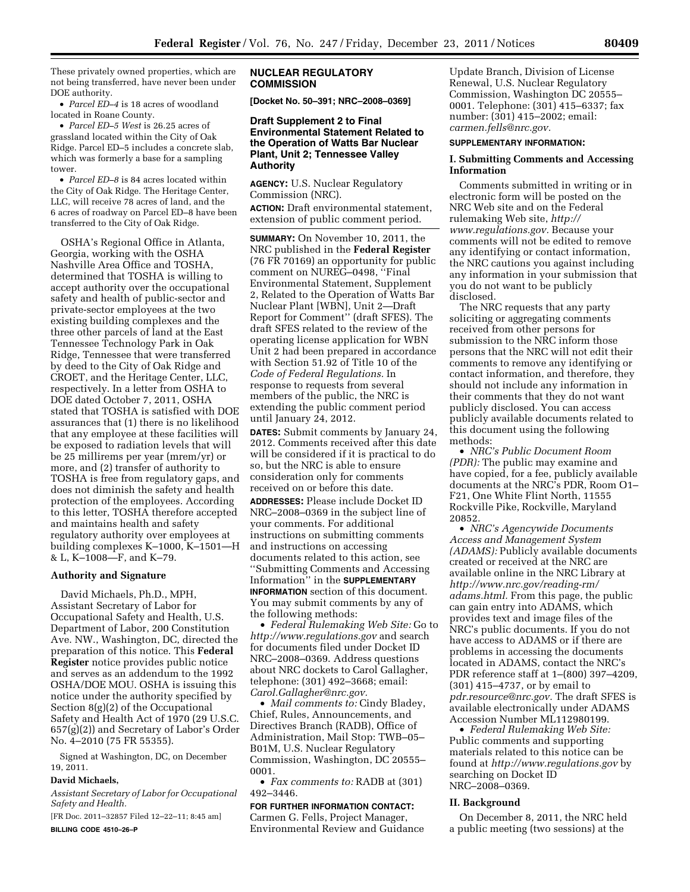These privately owned properties, which are not being transferred, have never been under DOE authority.

- *Parcel ED–4* is 18 acres of woodland located in Roane County.
- *Parcel ED–5 West* is 26.25 acres of grassland located within the City of Oak Ridge. Parcel ED–5 includes a concrete slab, which was formerly a base for a sampling tower.
- *Parcel ED–8* is 84 acres located within the City of Oak Ridge. The Heritage Center, LLC, will receive 78 acres of land, and the 6 acres of roadway on Parcel ED–8 have been transferred to the City of Oak Ridge.

OSHA's Regional Office in Atlanta, Georgia, working with the OSHA Nashville Area Office and TOSHA, determined that TOSHA is willing to accept authority over the occupational safety and health of public-sector and private-sector employees at the two existing building complexes and the three other parcels of land at the East Tennessee Technology Park in Oak Ridge, Tennessee that were transferred by deed to the City of Oak Ridge and CROET, and the Heritage Center, LLC, respectively. In a letter from OSHA to DOE dated October 7, 2011, OSHA stated that TOSHA is satisfied with DOE assurances that (1) there is no likelihood that any employee at these facilities will be exposed to radiation levels that will be 25 millirems per year (mrem/yr) or more, and (2) transfer of authority to TOSHA is free from regulatory gaps, and does not diminish the safety and health protection of the employees. According to this letter, TOSHA therefore accepted and maintains health and safety regulatory authority over employees at building complexes K–1000, K–1501—H & L, K–1008—F, and K–79.

### Authority and Signature

David Michaels, Ph.D., MPH, Assistant Secretary of Labor for Occupational Safety and Health, U.S. Department of Labor, 200 Constitution Ave. NW., Washington, DC, directed the preparation of this notice. This **Federal Register** notice provides public notice and serves as an addendum to the 1992 OSHA/DOE MOU. OSHA is issuing this notice under the authority specified by Section 8(g)(2) of the Occupational Safety and Health Act of 1970 (29 U.S.C. 657(g)(2)) and Secretary of Labor's Order No. 4–2010 (75 FR 55355).

Signed at Washington, DC, on December 19, 2011.

**David Michaels,**

*Assistant Secretary of Labor for Occupational Safety and Health.*

[FR Doc. 2011–32857 Filed 12–22–11; 8:45 am]

**BILLING CODE 4510–26–P**

## NUCLEAR REGULATORY COMMISSION

**[Docket No. 50–391; NRC–2008–0369]**

### Draft Supplement 2 to Final Environmental Statement Related to the Operation of Watts Bar Nuclear Plant, Unit 2; Tennessee Valley Authority

**AGENCY:** U.S. Nuclear Regulatory Commission (NRC).

**ACTION:** Draft environmental statement, extension of public comment period.

**SUMMARY:** On November 10, 2011, the NRC published in the **Federal Register** (76 FR 70169) an opportunity for public comment on NUREG–0498, ''Final Environmental Statement, Supplement 2, Related to the Operation of Watts Bar Nuclear Plant [WBN], Unit 2—Draft Report for Comment'' (draft SFES). The draft SFES related to the review of the operating license application for WBN Unit 2 had been prepared in accordance with Section 51.92 of Title 10 of the *Code of Federal Regulations.* In response to requests from several members of the public, the NRC is extending the public comment period until January 24, 2012.

**DATES:** Submit comments by January 24, 2012. Comments received after this date will be considered if it is practical to do so, but the NRC is able to ensure consideration only for comments received on or before this date.

**ADDRESSES:** Please include Docket ID NRC–2008–0369 in the subject line of your comments. For additional instructions on submitting comments and instructions on accessing documents related to this action, see ''Submitting Comments and Accessing Information'' in the **SUPPLEMENTARY INFORMATION** section of this document. You may submit comments by any of the following methods:

- *Federal Rulemaking Web Site:* Go to *http://www.regulations.gov* and search for documents filed under Docket ID NRC–2008–0369. Address questions about NRC dockets to Carol Gallagher, telephone: (301) 492–3668; email: *Carol.Gallagher@nrc.gov.*
- *Mail comments to:* Cindy Bladey, Chief, Rules, Announcements, and Directives Branch (RADB), Office of Administration, Mail Stop: TWB–05–B01M, U.S. Nuclear Regulatory Commission, Washington, DC 20555–0001.
- *Fax comments to:* RADB at (301) 492–3446.

**FOR FURTHER INFORMATION CONTACT:** Carmen G. Fells, Project Manager, Environmental Review and Guidance Update Branch, Division of License Renewal, U.S. Nuclear Regulatory Commission, Washington DC 20555–0001. Telephone: (301) 415–6337; fax number: (301) 415–2002; email: *carmen.fells@nrc.gov.*

**SUPPLEMENTARY INFORMATION:**

### I. Submitting Comments and Accessing Information

Comments submitted in writing or in electronic form will be posted on the NRC Web site and on the Federal rulemaking Web site, *http://www.regulations.gov.* Because your comments will not be edited to remove any identifying or contact information, the NRC cautions you against including any information in your submission that you do not want to be publicly disclosed.

The NRC requests that any party soliciting or aggregating comments received from other persons for submission to the NRC inform those persons that the NRC will not edit their comments to remove any identifying or contact information, and therefore, they should not include any information in their comments that they do not want publicly disclosed. You can access publicly available documents related to this document using the following methods:

- *NRC's Public Document Room (PDR):* The public may examine and have copied, for a fee, publicly available documents at the NRC's PDR, Room O1–F21, One White Flint North, 11555 Rockville Pike, Rockville, Maryland 20852.
- *NRC's Agencywide Documents Access and Management System (ADAMS):* Publicly available documents created or received at the NRC are available online in the NRC Library at *http://www.nrc.gov/reading-rm/adams.html.* From this page, the public can gain entry into ADAMS, which provides text and image files of the NRC's public documents. If you do not have access to ADAMS or if there are problems in accessing the documents located in ADAMS, contact the NRC's PDR reference staff at 1–(800) 397–4209, (301) 415–4737, or by email to *pdr.resource@nrc.gov.* The draft SFES is available electronically under ADAMS Accession Number ML112980199.
- *Federal Rulemaking Web Site:* Public comments and supporting materials related to this notice can be found at *http://www.regulations.gov* by searching on Docket ID NRC–2008–0369.

### II. Background

On December 8, 2011, the NRC held a public meeting (two sessions) at the